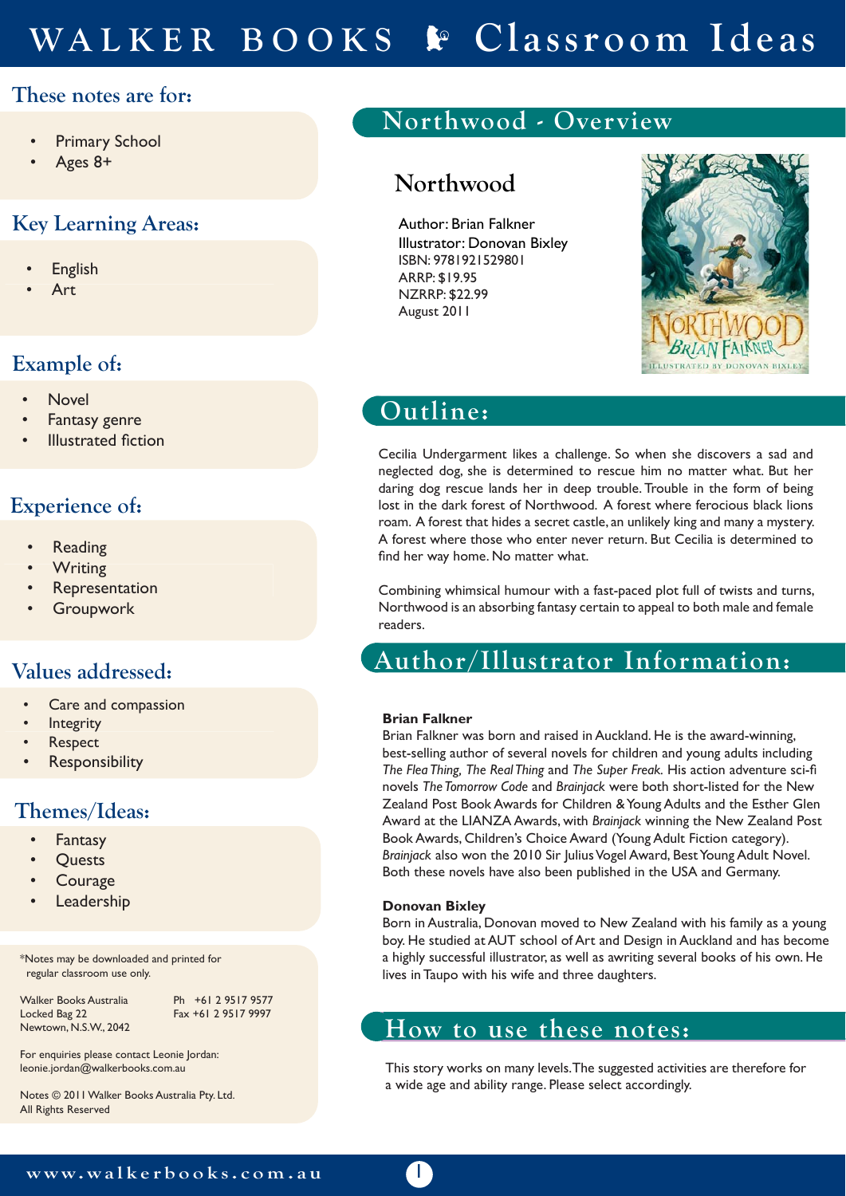# WALKER BOOKS Classroom Ideas

## These notes are for:

- Primary School
- Ages 8+

## Key Learning Areas:

- English
- Art

## Example of:

- Novel
- Fantasy genre
- Illustrated fiction

## Experience of:

- Reading
- Writing
- Representation
- Groupwork

## Values addressed:

- Care and compassion
- Integrity
- Respect
- Responsibility

## Themes/Ideas:

- Fantasy
- Quests
- Courage
- Leadership

*Notes may be downloaded and printed for regular classroom use only.

Walker Books Australia
Locked Bag 22
Newtown, N.S.W., 2042

Ph +61 2 9517 9577
Fax +61 2 9517 9997

For enquiries please contact Leonie Jordan:
leonie.jordan@walkerbooks.com.au

Notes © 2011 Walker Books Australia Pty. Ltd.
All Rights Reserved

## Northwood - Overview

### Northwood

Author: Brian Falkner
Illustrator: Donovan Bixley
ISBN: 9781921529801
ARRP: $19.95
NZRRP: $22.99
August 2011

## Outline:

Cecilia Undergarment likes a challenge. So when she discovers a sad and neglected dog, she is determined to rescue him no matter what. But her daring dog rescue lands her in deep trouble. Trouble in the form of being lost in the dark forest of Northwood. A forest where ferocious black lions roam. A forest that hides a secret castle, an unlikely king and many a mystery. A forest where those who enter never return. But Cecilia is determined to find her way home. No matter what.

Combining whimsical humour with a fast-paced plot full of twists and turns, Northwood is an absorbing fantasy certain to appeal to both male and female readers.

## Author/Illustrator Information:

**Brian Falkner**
Brian Falkner was born and raised in Auckland. He is the award-winning, best-selling author of several novels for children and young adults including *The Flea Thing, The Real Thing* and *The Super Freak.* His action adventure sci-fi novels *The Tomorrow Code* and *Brainjack* were both short-listed for the New Zealand Post Book Awards for Children & Young Adults and the Esther Glen Award at the LIANZA Awards, with *Brainjack* winning the New Zealand Post Book Awards, Children's Choice Award (Young Adult Fiction category). *Brainjack* also won the 2010 Sir Julius Vogel Award, Best Young Adult Novel. Both these novels have also been published in the USA and Germany.

**Donovan Bixley**
Born in Australia, Donovan moved to New Zealand with his family as a young boy. He studied at AUT school of Art and Design in Auckland and has become a highly successful illustrator, as well as awriting several books of his own. He lives in Taupo with his wife and three daughters.

## How to use these notes:

This story works on many levels. The suggested activities are therefore for a wide age and ability range. Please select accordingly.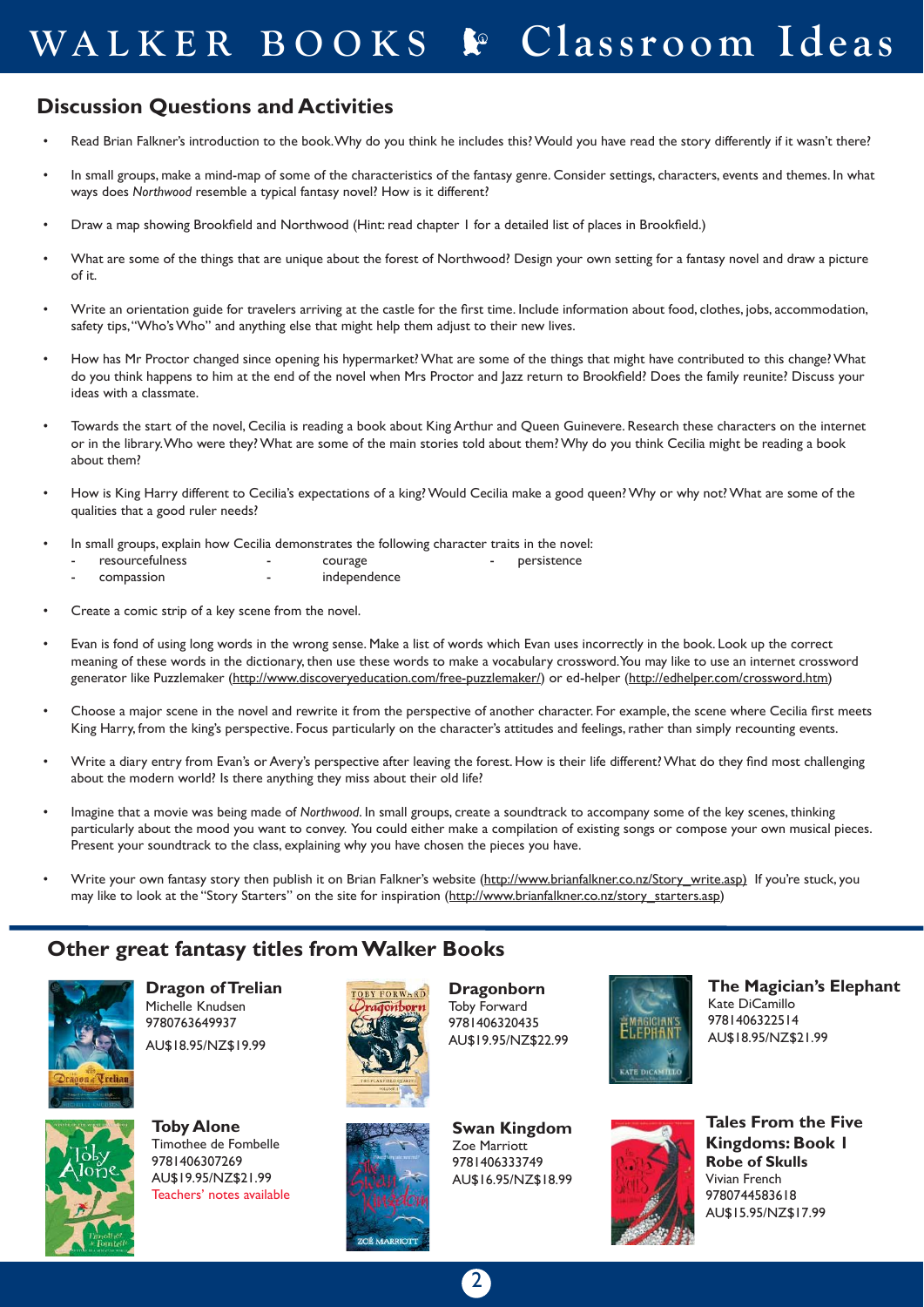## Discussion Questions and Activities

- Read Brian Falkner's introduction to the book. Why do you think he includes this? Would you have read the story differently if it wasn't there?
- In small groups, make a mind-map of some of the characteristics of the fantasy genre. Consider settings, characters, events and themes. In what ways does *Northwood* resemble a typical fantasy novel? How is it different?
- Draw a map showing Brookfield and Northwood (Hint: read chapter 1 for a detailed list of places in Brookfield.)
- What are some of the things that are unique about the forest of Northwood? Design your own setting for a fantasy novel and draw a picture of it.
- Write an orientation guide for travelers arriving at the castle for the first time. Include information about food, clothes, jobs, accommodation, safety tips, "Who's Who" and anything else that might help them adjust to their new lives.
- How has Mr Proctor changed since opening his hypermarket? What are some of the things that might have contributed to this change? What do you think happens to him at the end of the novel when Mrs Proctor and Jazz return to Brookfield? Does the family reunite? Discuss your ideas with a classmate.
- Towards the start of the novel, Cecilia is reading a book about King Arthur and Queen Guinevere. Research these characters on the internet or in the library. Who were they? What are some of the main stories told about them? Why do you think Cecilia might be reading a book about them?
- How is King Harry different to Cecilia's expectations of a king? Would Cecilia make a good queen? Why or why not? What are some of the qualities that a good ruler needs?
- In small groups, explain how Cecilia demonstrates the following character traits in the novel:
  - resourcefulness
  - courage
  - persistence
  - compassion
  - independence
- Create a comic strip of a key scene from the novel.
- Evan is fond of using long words in the wrong sense. Make a list of words which Evan uses incorrectly in the book. Look up the correct meaning of these words in the dictionary, then use these words to make a vocabulary crossword. You may like to use an internet crossword generator like Puzzlemaker (http://www.discoveryeducation.com/free-puzzlemaker/) or ed-helper (http://edhelper.com/crossword.htm)
- Choose a major scene in the novel and rewrite it from the perspective of another character. For example, the scene where Cecilia first meets King Harry, from the king's perspective. Focus particularly on the character's attitudes and feelings, rather than simply recounting events.
- Write a diary entry from Evan's or Avery's perspective after leaving the forest. How is their life different? What do they find most challenging about the modern world? Is there anything they miss about their old life?
- Imagine that a movie was being made of *Northwood*. In small groups, create a soundtrack to accompany some of the key scenes, thinking particularly about the mood you want to convey. You could either make a compilation of existing songs or compose your own musical pieces. Present your soundtrack to the class, explaining why you have chosen the pieces you have.
- Write your own fantasy story then publish it on Brian Falkner's website (http://www.brianfalkner.co.nz/Story_write.asp) If you're stuck, you may like to look at the "Story Starters" on the site for inspiration (http://www.brianfalkner.co.nz/story_starters.asp)

## Other great fantasy titles from Walker Books

**Dragon of Trelian**
Michelle Knudsen
9780763649937
AU$18.95/NZ$19.99

**Dragonborn**
Toby Forward
9781406320435
AU$19.95/NZ$22.99

**The Magician's Elephant**
Kate DiCamillo
9781406322514
AU$18.95/NZ$21.99

**Toby Alone**
Timothee de Fombelle
9781406307269
AU$19.95/NZ$21.99
Teachers' notes available

**Swan Kingdom**
Zoe Marriott
9781406333749
AU$16.95/NZ$18.99

**Tales From the Five Kingdoms: Book 1 Robe of Skulls**
Vivian French
9780744583618
AU$15.95/NZ$17.99